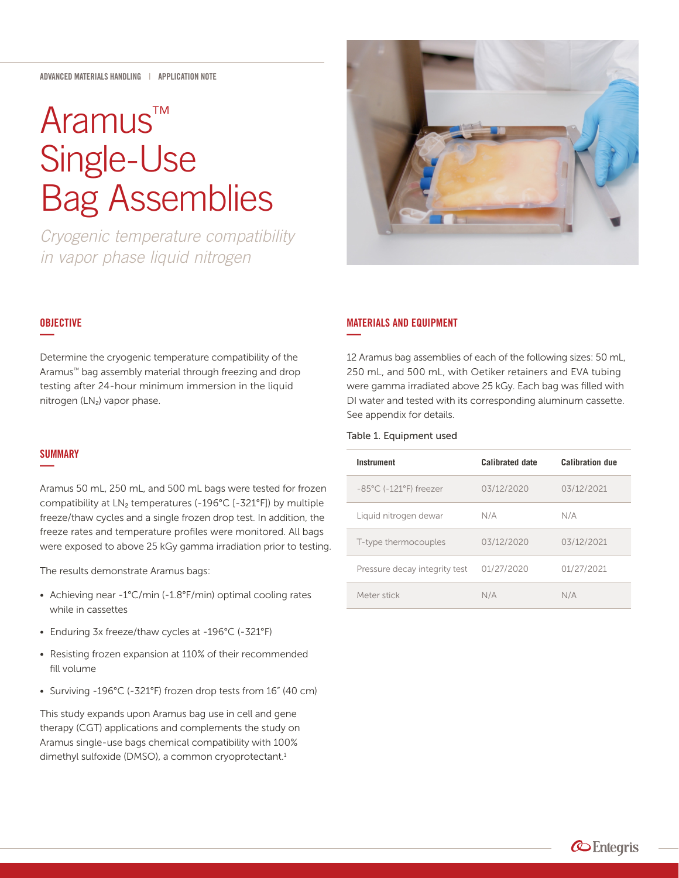ADVANCED MATERIALS HANDLING | APPLICATION NOTE

# Aramus™ Single-Use Bag Assemblies

*Cryogenic temperature compatibility in vapor phase liquid nitrogen*

## OBJECTIVE

Determine the cryogenic temperature compatibility of the Aramus™ bag assembly material through freezing and drop testing after 24-hour minimum immersion in the liquid nitrogen ($LN_2$) vapor phase.

## SUMMARY

Aramus 50 mL, 250 mL, and 500 mL bags were tested for frozen compatibility at $LN_2$ temperatures (-196°C [-321°F]) by multiple freeze/thaw cycles and a single frozen drop test. In addition, the freeze rates and temperature profiles were monitored. All bags were exposed to above 25 kGy gamma irradiation prior to testing.

The results demonstrate Aramus bags:

- Achieving near -1°C/min (-1.8°F/min) optimal cooling rates while in cassettes
- Enduring 3x freeze/thaw cycles at -196°C (-321°F)
- Resisting frozen expansion at 110% of their recommended fill volume
- Surviving -196°C (-321°F) frozen drop tests from 16" (40 cm)

This study expands upon Aramus bag use in cell and gene therapy (CGT) applications and complements the study on Aramus single-use bags chemical compatibility with 100% dimethyl sulfoxide (DMSO), a common cryoprotectant.[1]

## MATERIALS AND EQUIPMENT

12 Aramus bag assemblies of each of the following sizes: 50 mL, 250 mL, and 500 mL, with Oetiker retainers and EVA tubing were gamma irradiated above 25 kGy. Each bag was filled with DI water and tested with its corresponding aluminum cassette. See appendix for details.

Table 1. Equipment used

| Instrument | Calibrated date | Calibration due |
| --- | --- | --- |
| -85°C (-121°F) freezer | 03/12/2020 | 03/12/2021 |
| Liquid nitrogen dewar | N/A | N/A |
| T-type thermocouples | 03/12/2020 | 03/12/2021 |
| Pressure decay integrity test | 01/27/2020 | 01/27/2021 |
| Meter stick | N/A | N/A |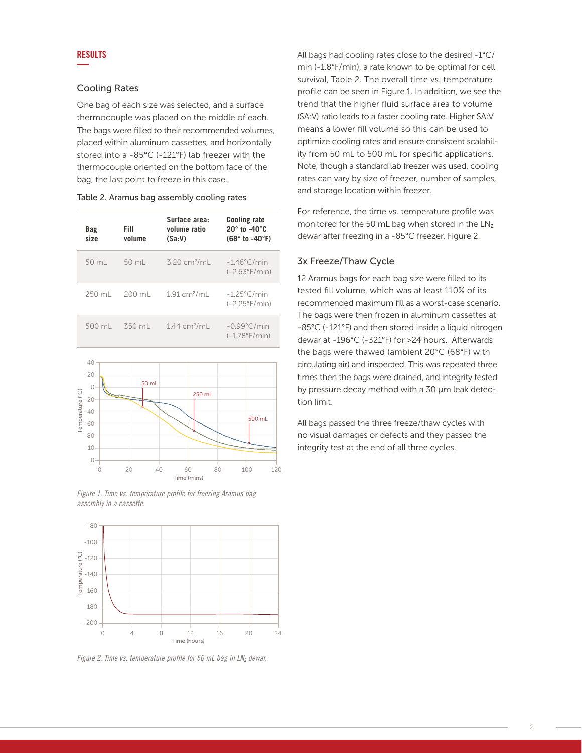## RESULTS

### Cooling Rates

One bag of each size was selected, and a surface thermocouple was placed on the middle of each. The bags were filled to their recommended volumes, placed within aluminum cassettes, and horizontally stored into a -85°C (-121°F) lab freezer with the thermocouple oriented on the bottom face of the bag, the last point to freeze in this case.

Table 2. Aramus bag assembly cooling rates

| Bag size | Fill volume | Surface area: volume ratio (Sa:V) | Cooling rate 20° to -40°C (68° to -40°F) |
|---|---|---|---|
| 50 mL | 50 mL | 3.20 cm²/mL | -1.46°C/min (-2.63°F/min) |
| 250 mL | 200 mL | 1.91 cm²/mL | -1.25°C/min (-2.25°F/min) |
| 500 mL | 350 mL | 1.44 cm²/mL | -0.99°C/min (-1.78°F/min) |

40
20
0
-20
-40
-60
-80
-10
0
Temperature (°C)
50 mL
250 mL
500 mL
0 20 40 60 80 100 120
Time (mins)

*Figure 1. Time vs. temperature profile for freezing Aramus bag assembly in a cassette.*

-80
-100
-120
-140
-160
-180
-200
Temperature (°C)
0 4 8 12 16 20 24
Time (hours)

*Figure 2. Time vs. temperature profile for 50 mL bag in $LN_2$ dewar.*

All bags had cooling rates close to the desired -1°C/min (-1.8°F/min), a rate known to be optimal for cell survival, Table 2. The overall time vs. temperature profile can be seen in Figure 1. In addition, we see the trend that the higher fluid surface area to volume (SA:V) ratio leads to a faster cooling rate. Higher SA:V means a lower fill volume so this can be used to optimize cooling rates and ensure consistent scalability from 50 mL to 500 mL for specific applications. Note, though a standard lab freezer was used, cooling rates can vary by size of freezer, number of samples, and storage location within freezer.

For reference, the time vs. temperature profile was monitored for the 50 mL bag when stored in the $LN_2$ dewar after freezing in a -85°C freezer, Figure 2.

### 3x Freeze/Thaw Cycle

12 Aramus bags for each bag size were filled to its tested fill volume, which was at least 110% of its recommended maximum fill as a worst-case scenario. The bags were then frozen in aluminum cassettes at -85°C (-121°F) and then stored inside a liquid nitrogen dewar at -196°C (-321°F) for >24 hours. Afterwards the bags were thawed (ambient 20°C (68°F) with circulating air) and inspected. This was repeated three times then the bags were drained, and integrity tested by pressure decay method with a 30 µm leak detection limit.

All bags passed the three freeze/thaw cycles with no visual damages or defects and they passed the integrity test at the end of all three cycles.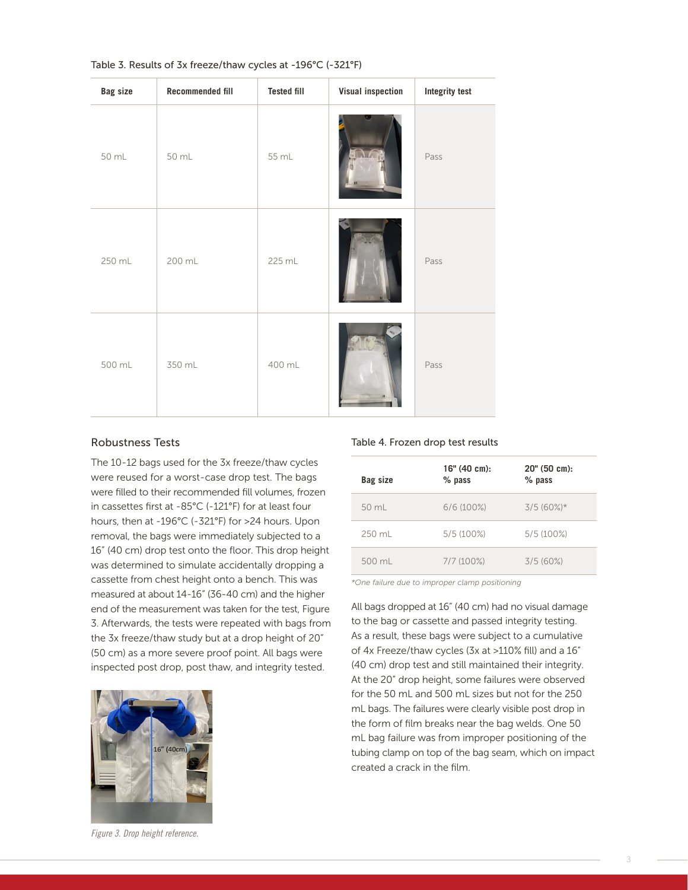Table 3. Results of 3x freeze/thaw cycles at -196°C (-321°F)

| Bag size | Recommended fill | Tested fill | Visual inspection | Integrity test |
|---|---|---|---|---|
| 50 mL | 50 mL | 55 mL | | Pass |
| 250 mL | 200 mL | 225 mL | | Pass |
| 500 mL | 350 mL | 400 mL | | Pass |

## Robustness Tests

The 10-12 bags used for the 3x freeze/thaw cycles were reused for a worst-case drop test. The bags were filled to their recommended fill volumes, frozen in cassettes first at -85°C (-121°F) for at least four hours, then at -196°C (-321°F) for >24 hours. Upon removal, the bags were immediately subjected to a 16" (40 cm) drop test onto the floor. This drop height was determined to simulate accidentally dropping a cassette from chest height onto a bench. This was measured at about 14-16" (36-40 cm) and the higher end of the measurement was taken for the test, Figure 3. Afterwards, the tests were repeated with bags from the 3x freeze/thaw study but at a drop height of 20" (50 cm) as a more severe proof point. All bags were inspected post drop, post thaw, and integrity tested.

16" (40cm)

*Figure 3. Drop height reference.*

Table 4. Frozen drop test results

| Bag size | 16" (40 cm): % pass | 20" (50 cm): % pass |
|---|---|---|
| 50 mL | 6/6 (100%) | 3/5 (60%)* |
| 250 mL | 5/5 (100%) | 5/5 (100%) |
| 500 mL | 7/7 (100%) | 3/5 (60%) |

*One failure due to improper clamp positioning*

All bags dropped at 16" (40 cm) had no visual damage to the bag or cassette and passed integrity testing. As a result, these bags were subject to a cumulative of 4x Freeze/thaw cycles (3x at >110% fill) and a 16" (40 cm) drop test and still maintained their integrity. At the 20" drop height, some failures were observed for the 50 mL and 500 mL sizes but not for the 250 mL bags. The failures were clearly visible post drop in the form of film breaks near the bag welds. One 50 mL bag failure was from improper positioning of the tubing clamp on top of the bag seam, which on impact created a crack in the film.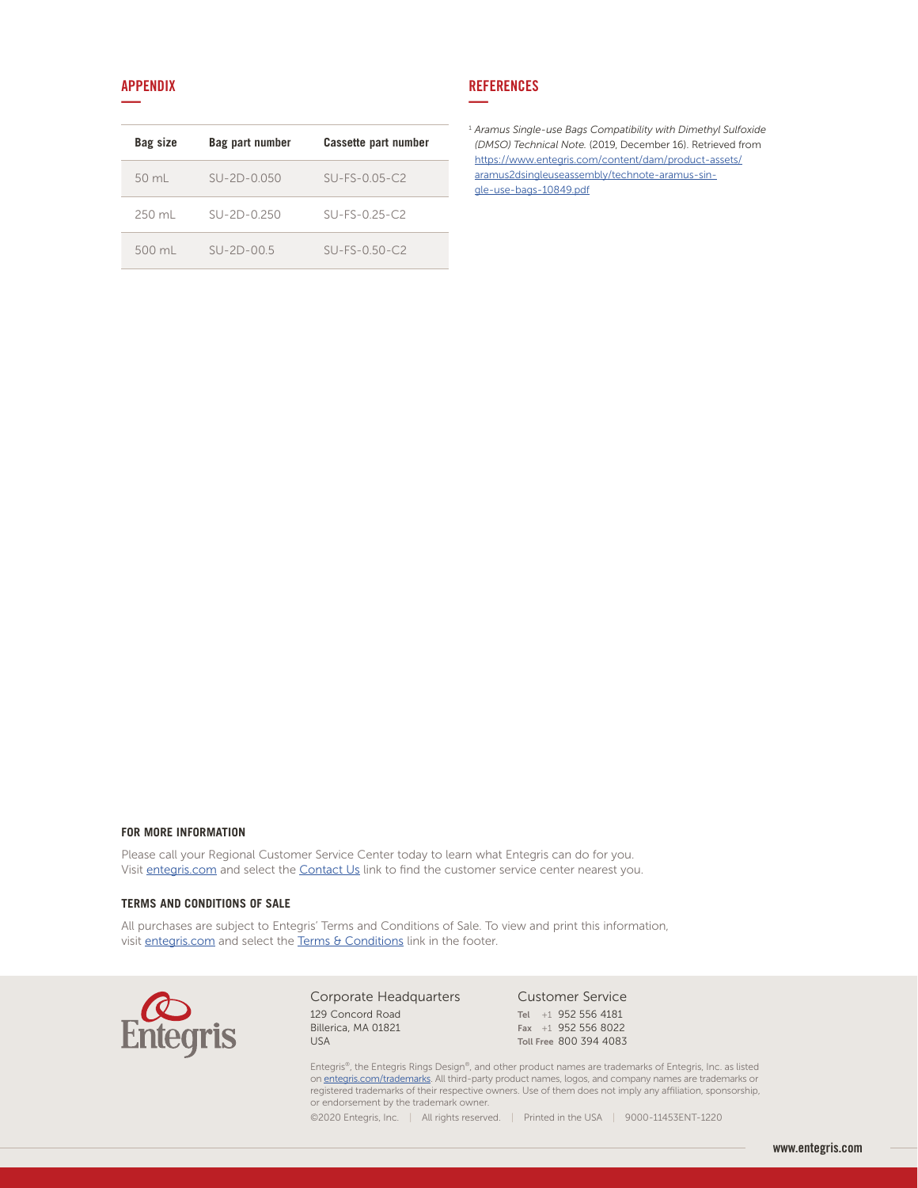## APPENDIX

| Bag size | Bag part number | Cassette part number |
|---|---|---|
| 50 mL | SU-2D-0.050 | SU-FS-0.05-C2 |
| 250 mL | SU-2D-0.250 | SU-FS-0.25-C2 |
| 500 mL | SU-2D-00.5 | SU-FS-0.50-C2 |

## REFERENCES

[1] *Aramus Single-use Bags Compatibility with Dimethyl Sulfoxide (DMSO) Technical Note.* (2019, December 16). Retrieved from https://www.entegris.com/content/dam/product-assets/aramus2dsingleuseassembly/technote-aramus-single-use-bags-10849.pdf

**FOR MORE INFORMATION**

Please call your Regional Customer Service Center today to learn what Entegris can do for you. Visit entegris.com and select the Contact Us link to find the customer service center nearest you.

**TERMS AND CONDITIONS OF SALE**

All purchases are subject to Entegris' Terms and Conditions of Sale. To view and print this information, visit entegris.com and select the Terms & Conditions link in the footer.

Corporate Headquarters
129 Concord Road
Billerica, MA 01821
USA

Customer Service
Tel +1 952 556 4181
Fax +1 952 556 8022
Toll Free 800 394 4083

Entegris®, the Entegris Rings Design®, and other product names are trademarks of Entegris, Inc. as listed on entegris.com/trademarks. All third-party product names, logos, and company names are trademarks or registered trademarks of their respective owners. Use of them does not imply any affiliation, sponsorship, or endorsement by the trademark owner.

©2020 Entegris, Inc. | All rights reserved. | Printed in the USA | 9000-11453ENT-1220

www.entegris.com